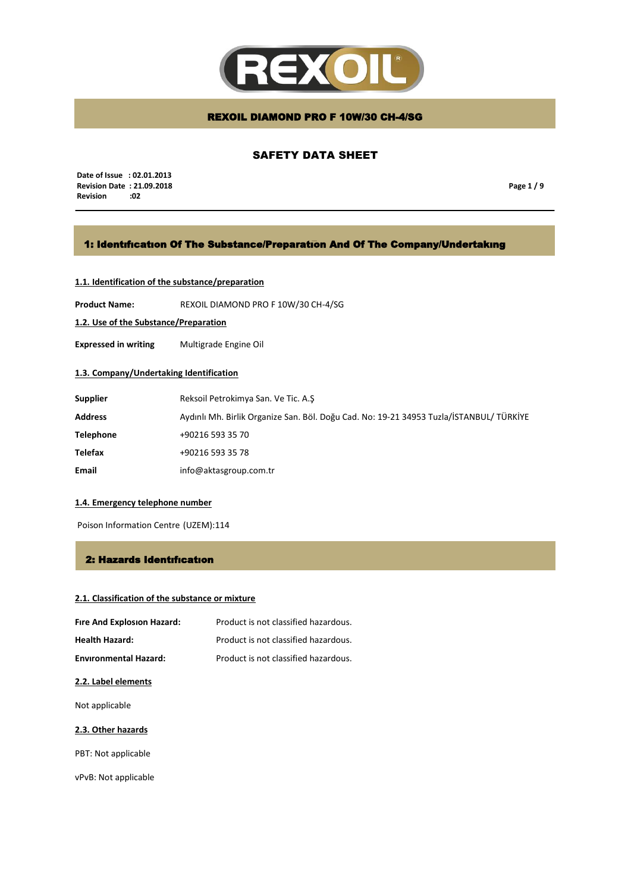# REXOIL DIAMOND PRO F 10W/30 CH-4/SG

## SAFETY DATA SHEET

**Date of Issue : 02.01.2013**
**Revision Date : 21.09.2018**
**Revision :02**

## 1: Identıfıcatıon Of The Substance/Preparatıon And Of The Company/Undertakıng

**1.1. Identification of the substance/preparation**

**Product Name:** REXOIL DIAMOND PRO F 10W/30 CH-4/SG

**1.2. Use of the Substance/Preparation**

**Expressed in writing** Multigrade Engine Oil

**1.3. Company/Undertaking Identification**

| | |
|---|---|
| **Supplier** | Reksoil Petrokimya San. Ve Tic. A.Ş |
| **Address** | Aydınlı Mh. Birlik Organize San. Böl. Doğu Cad. No: 19-21 34953 Tuzla/İSTANBUL/ TÜRKİYE |
| **Telephone** | +90216 593 35 70 |
| **Telefax** | +90216 593 35 78 |
| **Email** | info@aktasgroup.com.tr |

**1.4. Emergency telephone number**

Poison Information Centre (UZEM):114

## 2: Hazards Identıfıcatıon

**2.1. Classification of the substance or mixture**

| | |
|---|---|
| **Fıre And Explosıon Hazard:** | Product is not classified hazardous. |
| **Health Hazard:** | Product is not classified hazardous. |
| **Envıronmental Hazard:** | Product is not classified hazardous. |

**2.2. Label elements**

Not applicable

**2.3. Other hazards**

PBT: Not applicable

vPvB: Not applicable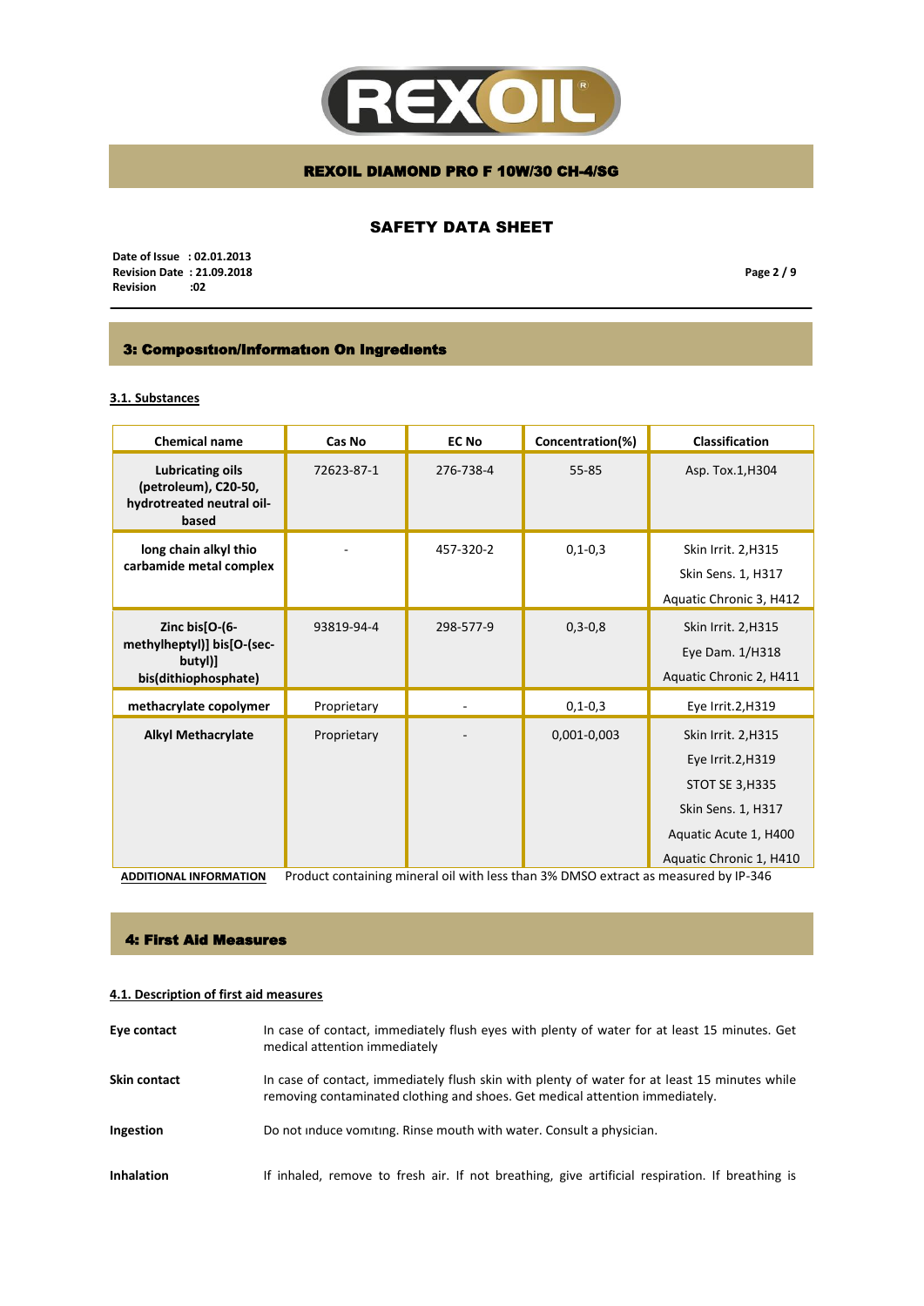## 3: Composition/Information On Ingredients

### 3.1. Substances

| Chemical name | Cas No | EC No | Concentration(%) | Classification |
|---|---|---|---|---|
| **Lubricating oils (petroleum), C20-50, hydrotreated neutral oil-based** | 72623-87-1 | 276-738-4 | 55-85 | Asp. Tox.1,H304 |
| **long chain alkyl thio carbamide metal complex** | - | 457-320-2 | 0,1-0,3 | Skin Irrit. 2,H315<br>Skin Sens. 1, H317<br>Aquatic Chronic 3, H412 |
| **Zinc bis[O-(6-methylheptyl)] bis[O-(sec-butyl)] bis(dithiophosphate)** | 93819-94-4 | 298-577-9 | 0,3-0,8 | Skin Irrit. 2,H315<br>Eye Dam. 1/H318<br>Aquatic Chronic 2, H411 |
| **methacrylate copolymer** | Proprietary | - | 0,1-0,3 | Eye Irrit.2,H319 |
| **Alkyl Methacrylate** | Proprietary | - | 0,001-0,003 | Skin Irrit. 2,H315<br>Eye Irrit.2,H319<br>STOT SE 3,H335<br>Skin Sens. 1, H317<br>Aquatic Acute 1, H400<br>Aquatic Chronic 1, H410 |

**ADDITIONAL INFORMATION** Product containing mineral oil with less than 3% DMSO extract as measured by IP-346

## 4: First Aid Measures

### 4.1. Description of first aid measures

**Eye contact** In case of contact, immediately flush eyes with plenty of water for at least 15 minutes. Get medical attention immediately

**Skin contact** In case of contact, immediately flush skin with plenty of water for at least 15 minutes while removing contaminated clothing and shoes. Get medical attention immediately.

**Ingestion** Do not ınduce vomıtıng. Rinse mouth with water. Consult a physician.

**Inhalation** If inhaled, remove to fresh air. If not breathing, give artificial respiration. If breathing is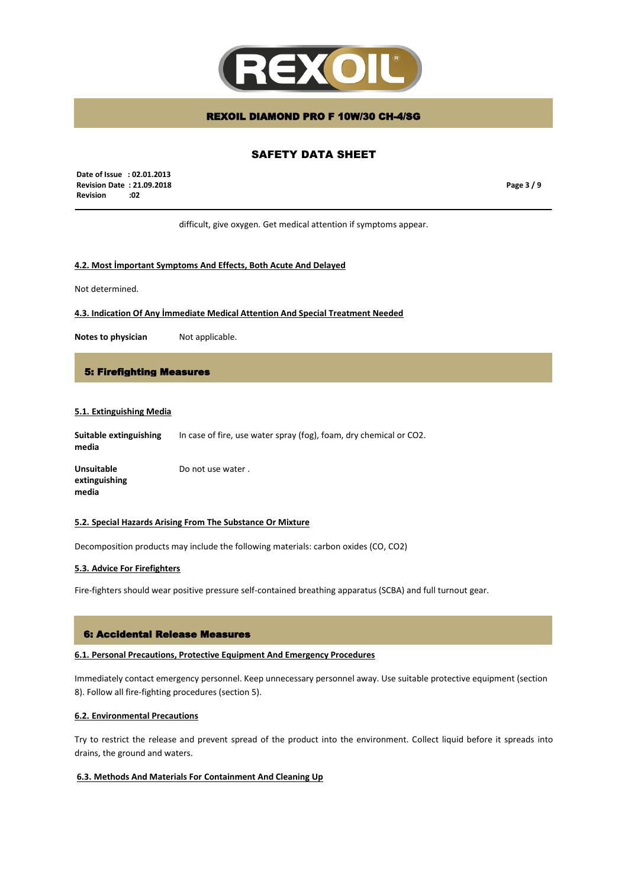difficult, give oxygen. Get medical attention if symptoms appear.

### 4.2. Most İmportant Symptoms And Effects, Both Acute And Delayed

Not determined.

### 4.3. Indication Of Any İmmediate Medical Attention And Special Treatment Needed

**Notes to physician** Not applicable.

## 5: Firefighting Measures

### 5.1. Extinguishing Media

**Suitable extinguishing media** In case of fire, use water spray (fog), foam, dry chemical or $CO_2$.

**Unsuitable extinguishing media** Do not use water .

### 5.2. Special Hazards Arising From The Substance Or Mixture

Decomposition products may include the following materials: carbon oxides (CO, $CO_2$)

### 5.3. Advice For Firefighters

Fire-fighters should wear positive pressure self-contained breathing apparatus (SCBA) and full turnout gear.

## 6: Accidental Release Measures

### 6.1. Personal Precautions, Protective Equipment And Emergency Procedures

Immediately contact emergency personnel. Keep unnecessary personnel away. Use suitable protective equipment (section 8). Follow all fire-fighting procedures (section 5).

### 6.2. Environmental Precautions

Try to restrict the release and prevent spread of the product into the environment. Collect liquid before it spreads into drains, the ground and waters.

### 6.3. Methods And Materials For Containment And Cleaning Up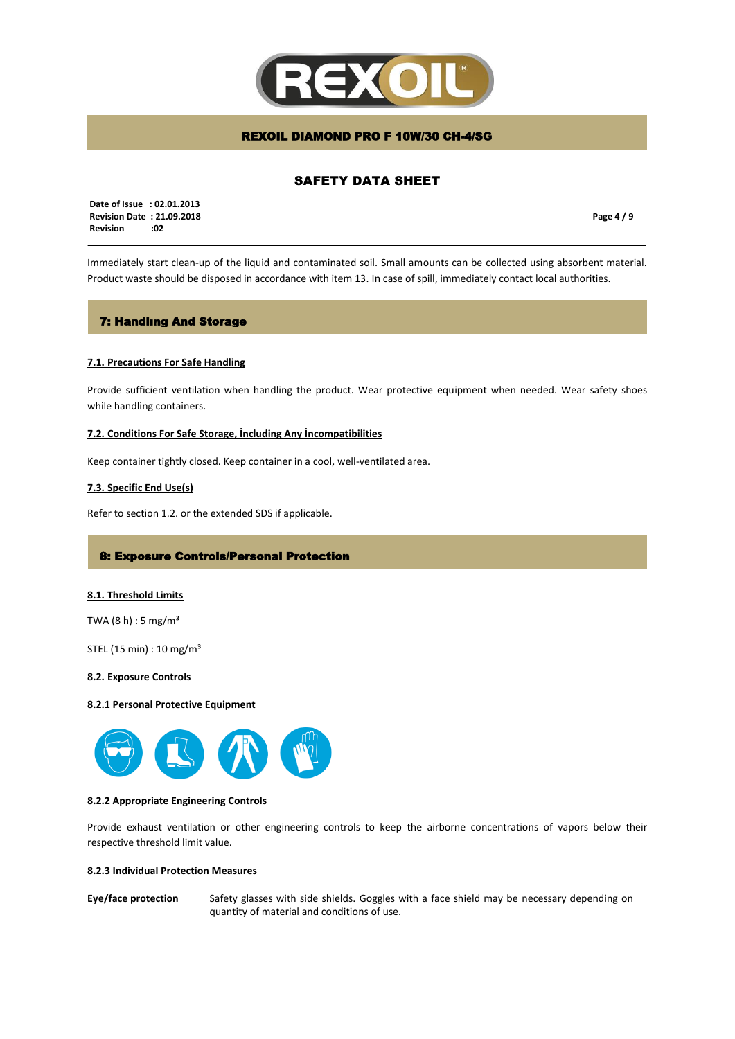Immediately start clean-up of the liquid and contaminated soil. Small amounts can be collected using absorbent material. Product waste should be disposed in accordance with item 13. In case of spill, immediately contact local authorities.

## 7: Handlıng And Storage

### 7.1. Precautions For Safe Handling

Provide sufficient ventilation when handling the product. Wear protective equipment when needed. Wear safety shoes while handling containers.

### 7.2. Conditions For Safe Storage, İncluding Any İncompatibilities

Keep container tightly closed. Keep container in a cool, well-ventilated area.

### 7.3. Specific End Use(s)

Refer to section 1.2. or the extended SDS if applicable.

## 8: Exposure Controls/Personal Protection

### 8.1. Threshold Limits

TWA (8 h) : 5 mg/m³

STEL (15 min) : 10 mg/m³

### 8.2. Exposure Controls

#### 8.2.1 Personal Protective Equipment

#### 8.2.2 Appropriate Engineering Controls

Provide exhaust ventilation or other engineering controls to keep the airborne concentrations of vapors below their respective threshold limit value.

#### 8.2.3 Individual Protection Measures

**Eye/face protection** Safety glasses with side shields. Goggles with a face shield may be necessary depending on quantity of material and conditions of use.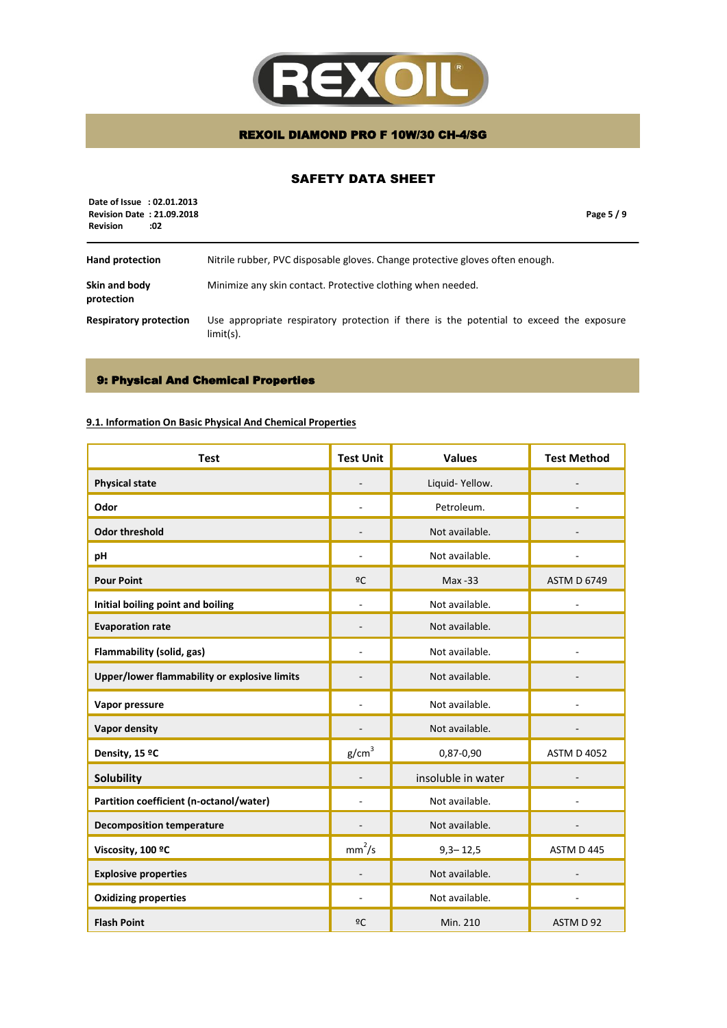| | |
|---|---|
| **Hand protection** | Nitrile rubber, PVC disposable gloves. Change protective gloves often enough. |
| **Skin and body protection** | Minimize any skin contact. Protective clothing when needed. |
| **Respiratory protection** | Use appropriate respiratory protection if there is the potential to exceed the exposure limit(s). |

## 9: Physical And Chemical Properties

### 9.1. Information On Basic Physical And Chemical Properties

| Test | Test Unit | Values | Test Method |
|---|---|---|---|
| **Physical state** | - | Liquid- Yellow. | - |
| **Odor** | - | Petroleum. | - |
| **Odor threshold** | - | Not available. | - |
| **pH** | - | Not available. | - |
| **Pour Point** | ºC | Max -33 | ASTM D 6749 |
| **Initial boiling point and boiling** | - | Not available. | - |
| **Evaporation rate** | - | Not available. | |
| **Flammability (solid, gas)** | - | Not available. | - |
| **Upper/lower flammability or explosive limits** | - | Not available. | - |
| **Vapor pressure** | - | Not available. | - |
| **Vapor density** | - | Not available. | - |
| **Density, 15 ºC** | $g/cm^3$ | 0,87-0,90 | ASTM D 4052 |
| **Solubility** | - | insoluble in water | - |
| **Partition coefficient (n-octanol/water)** | - | Not available. | - |
| **Decomposition temperature** | - | Not available. | - |
| **Viscosity, 100 ºC** | $mm^2/s$ | 9,3– 12,5 | ASTM D 445 |
| **Explosive properties** | - | Not available. | - |
| **Oxidizing properties** | - | Not available. | - |
| **Flash Point** | ºC | Min. 210 | ASTM D 92 |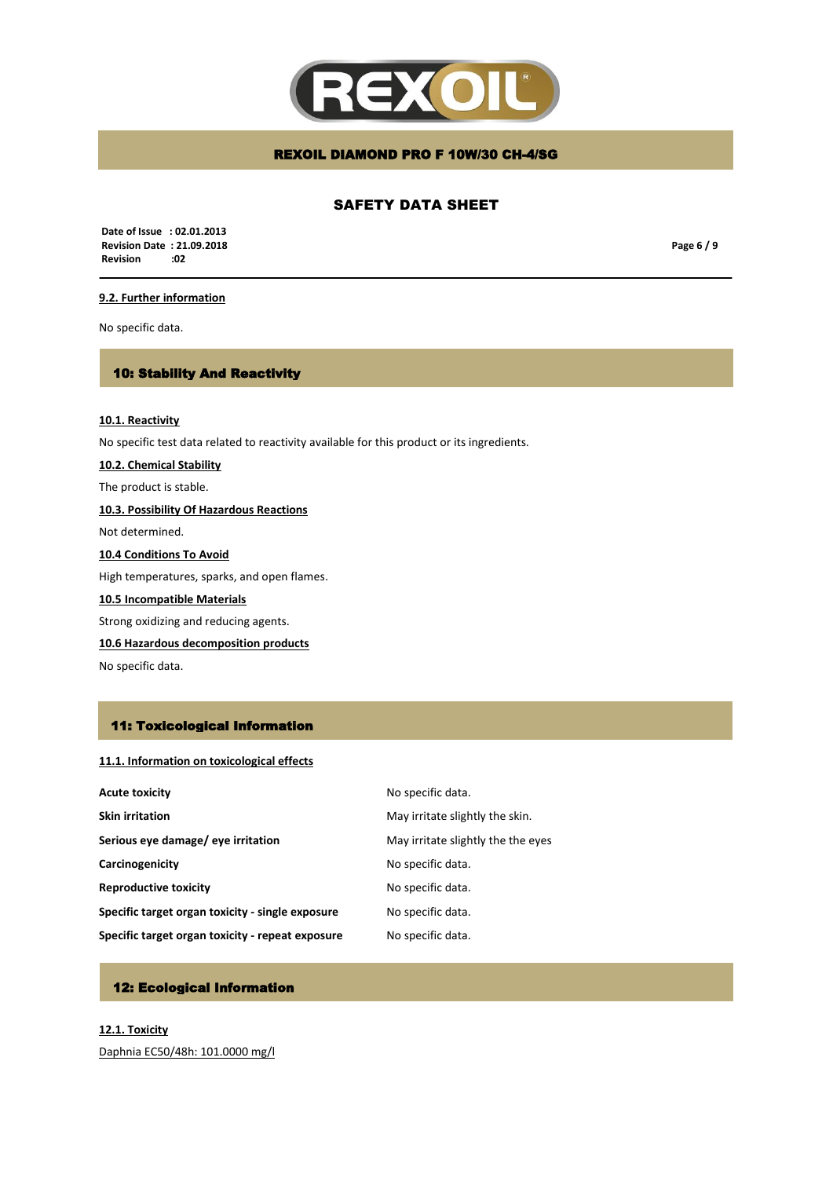### 9.2. Further information

No specific data.

## 10: Stability And Reactivity

### 10.1. Reactivity

No specific test data related to reactivity available for this product or its ingredients.

### 10.2. Chemical Stability

The product is stable.

### 10.3. Possibility Of Hazardous Reactions

Not determined.

### 10.4 Conditions To Avoid

High temperatures, sparks, and open flames.

### 10.5 Incompatible Materials

Strong oxidizing and reducing agents.

### 10.6 Hazardous decomposition products

No specific data.

## 11: Toxicological Information

### 11.1. Information on toxicological effects

| | |
|---|---|
| **Acute toxicity** | No specific data. |
| **Skin irritation** | May irritate slightly the skin. |
| **Serious eye damage/ eye irritation** | May irritate slightly the the eyes |
| **Carcinogenicity** | No specific data. |
| **Reproductive toxicity** | No specific data. |
| **Specific target organ toxicity - single exposure** | No specific data. |
| **Specific target organ toxicity - repeat exposure** | No specific data. |

## 12: Ecological Information

### 12.1. Toxicity

Daphnia EC50/48h: 101.0000 mg/l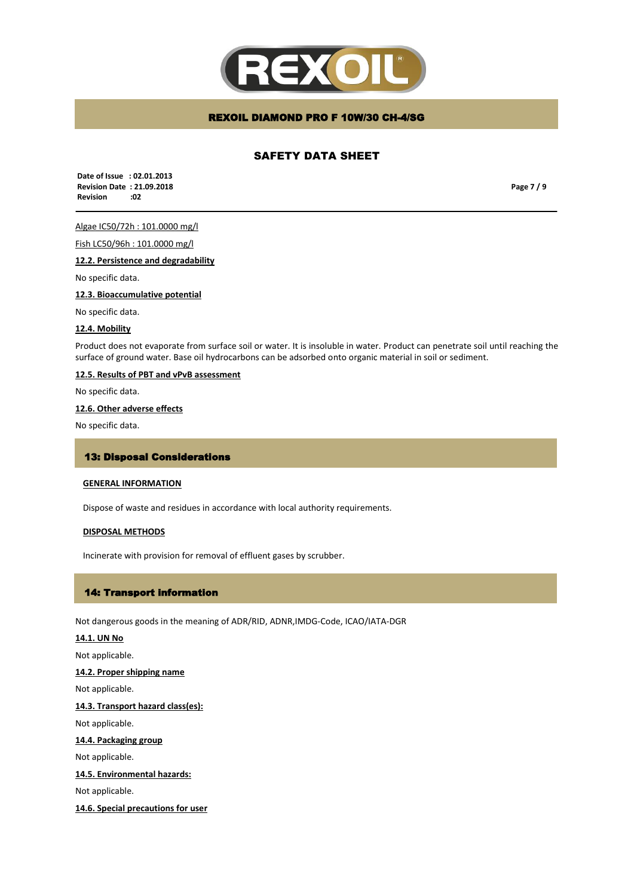Algae IC50/72h : 101.0000 mg/l

Fish LC50/96h : 101.0000 mg/l

**12.2. Persistence and degradability**

No specific data.

**12.3. Bioaccumulative potential**

No specific data.

**12.4. Mobility**

Product does not evaporate from surface soil or water. It is insoluble in water. Product can penetrate soil until reaching the surface of ground water. Base oil hydrocarbons can be adsorbed onto organic material in soil or sediment.

**12.5. Results of PBT and vPvB assessment**

No specific data.

**12.6. Other adverse effects**

No specific data.

## 13: Disposal Considerations

**GENERAL INFORMATION**

Dispose of waste and residues in accordance with local authority requirements.

**DISPOSAL METHODS**

Incinerate with provision for removal of effluent gases by scrubber.

## 14: Transport information

Not dangerous goods in the meaning of ADR/RID, ADNR,IMDG-Code, ICAO/IATA-DGR

**14.1. UN No**

Not applicable.

**14.2. Proper shipping name**

Not applicable.

**14.3. Transport hazard class(es):**

Not applicable.

**14.4. Packaging group**

Not applicable.

**14.5. Environmental hazards:**

Not applicable.

**14.6. Special precautions for user**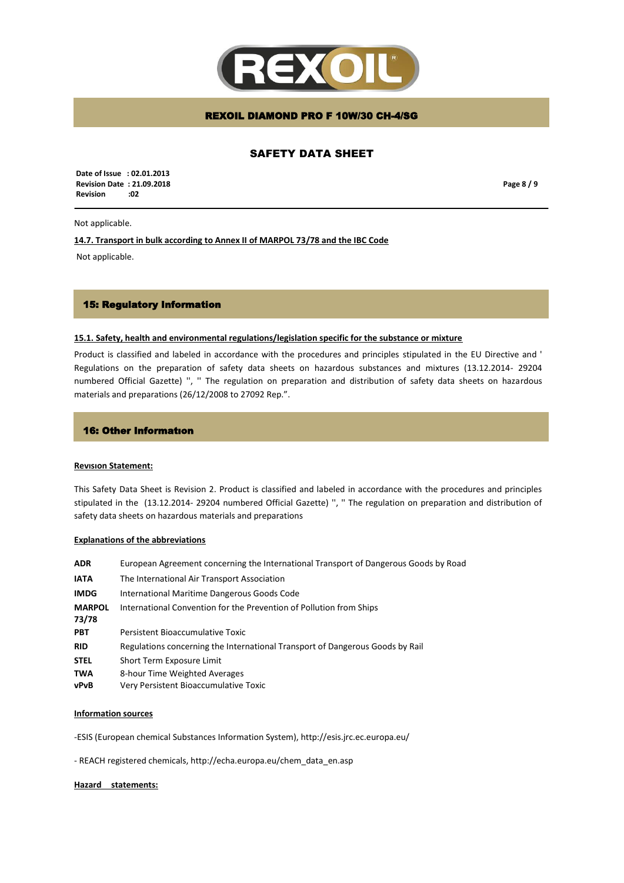Not applicable.

**14.7. Transport in bulk according to Annex II of MARPOL 73/78 and the IBC Code**

Not applicable.

## 15: Regulatory Information

**15.1. Safety, health and environmental regulations/legislation specific for the substance or mixture**

Product is classified and labeled in accordance with the procedures and principles stipulated in the EU Directive and ' Regulations on the preparation of safety data sheets on hazardous substances and mixtures (13.12.2014- 29204 numbered Official Gazette) '', '' The regulation on preparation and distribution of safety data sheets on hazardous materials and preparations (26/12/2008 to 27092 Rep.".

## 16: Other Informatıon

**Revısıon Statement:**

This Safety Data Sheet is Revision 2. Product is classified and labeled in accordance with the procedures and principles stipulated in the (13.12.2014- 29204 numbered Official Gazette) '', '' The regulation on preparation and distribution of safety data sheets on hazardous materials and preparations

**Explanations of the abbreviations**

| | |
|---|---|
| **ADR** | European Agreement concerning the International Transport of Dangerous Goods by Road |
| **IATA** | The International Air Transport Association |
| **IMDG** | International Maritime Dangerous Goods Code |
| **MARPOL 73/78** | International Convention for the Prevention of Pollution from Ships |
| **PBT** | Persistent Bioaccumulative Toxic |
| **RID** | Regulations concerning the International Transport of Dangerous Goods by Rail |
| **STEL** | Short Term Exposure Limit |
| **TWA** | 8-hour Time Weighted Averages |
| **vPvB** | Very Persistent Bioaccumulative Toxic |

**Information sources**

-ESIS (European chemical Substances Information System), http://esis.jrc.ec.europa.eu/

- REACH registered chemicals, http://echa.europa.eu/chem_data_en.asp

**Hazard statements:**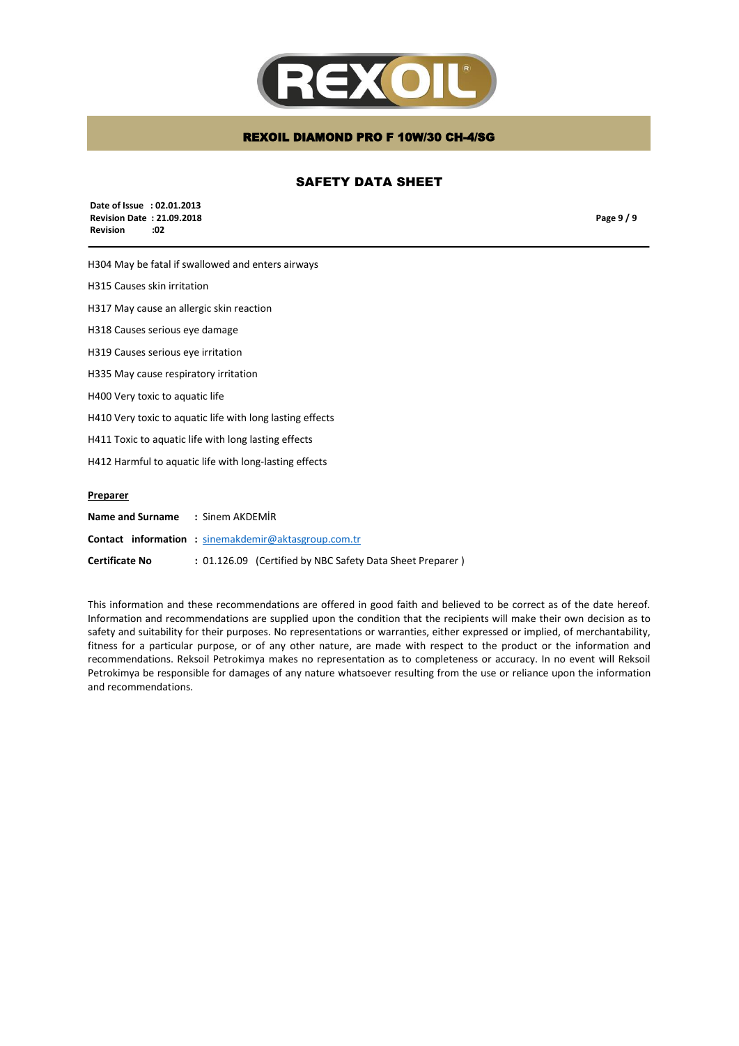H304 May be fatal if swallowed and enters airways

H315 Causes skin irritation

H317 May cause an allergic skin reaction

H318 Causes serious eye damage

H319 Causes serious eye irritation

H335 May cause respiratory irritation

H400 Very toxic to aquatic life

H410 Very toxic to aquatic life with long lasting effects

H411 Toxic to aquatic life with long lasting effects

H412 Harmful to aquatic life with long-lasting effects

**Preparer**

**Name and Surname** : Sinem AKDEMİR

**Contact information** : sinemakdemir@aktasgroup.com.tr

**Certificate No** : 01.126.09 (Certified by NBC Safety Data Sheet Preparer )

This information and these recommendations are offered in good faith and believed to be correct as of the date hereof. Information and recommendations are supplied upon the condition that the recipients will make their own decision as to safety and suitability for their purposes. No representations or warranties, either expressed or implied, of merchantability, fitness for a particular purpose, or of any other nature, are made with respect to the product or the information and recommendations. Reksoil Petrokimya makes no representation as to completeness or accuracy. In no event will Reksoil Petrokimya be responsible for damages of any nature whatsoever resulting from the use or reliance upon the information and recommendations.